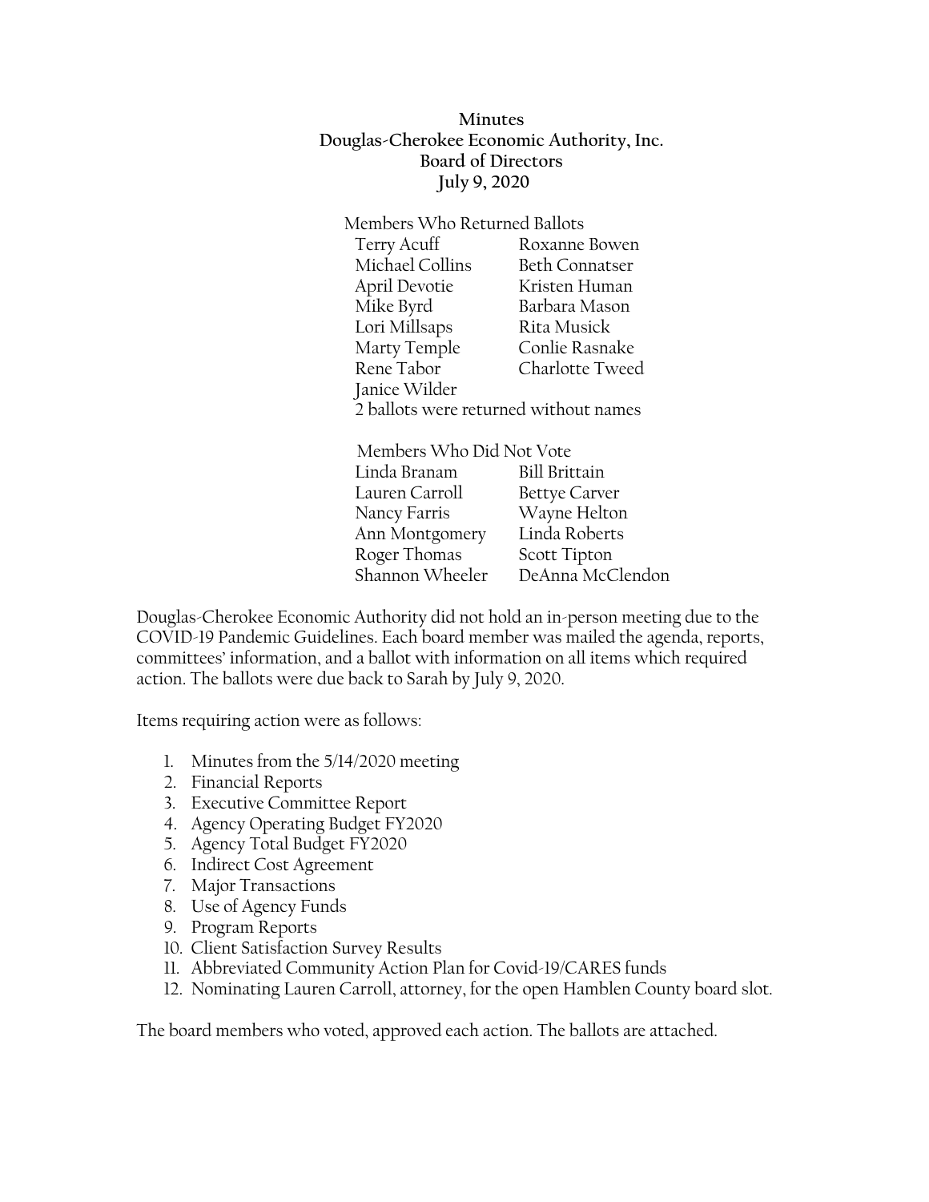**Minutes**
**Douglas-Cherokee Economic Authority, Inc.**
**Board of Directors**
**July 9, 2020**

Members Who Returned Ballots

| | |
|---|---|
| Terry Acuff | Roxanne Bowen |
| Michael Collins | Beth Connatser |
| April Devotie | Kristen Human |
| Mike Byrd | Barbara Mason |
| Lori Millsaps | Rita Musick |
| Marty Temple | Conlie Rasnake |
| Rene Tabor | Charlotte Tweed |
| Janice Wilder | |

2 ballots were returned without names

Members Who Did Not Vote

| | |
|---|---|
| Linda Branam | Bill Brittain |
| Lauren Carroll | Bettye Carver |
| Nancy Farris | Wayne Helton |
| Ann Montgomery | Linda Roberts |
| Roger Thomas | Scott Tipton |
| Shannon Wheeler | DeAnna McClendon |

Douglas-Cherokee Economic Authority did not hold an in-person meeting due to the COVID-19 Pandemic Guidelines. Each board member was mailed the agenda, reports, committees' information, and a ballot with information on all items which required action. The ballots were due back to Sarah by July 9, 2020.

Items requiring action were as follows:

1. Minutes from the 5/14/2020 meeting
2. Financial Reports
3. Executive Committee Report
4. Agency Operating Budget FY2020
5. Agency Total Budget FY2020
6. Indirect Cost Agreement
7. Major Transactions
8. Use of Agency Funds
9. Program Reports
10. Client Satisfaction Survey Results
11. Abbreviated Community Action Plan for Covid-19/CARES funds
12. Nominating Lauren Carroll, attorney, for the open Hamblen County board slot.

The board members who voted, approved each action. The ballots are attached.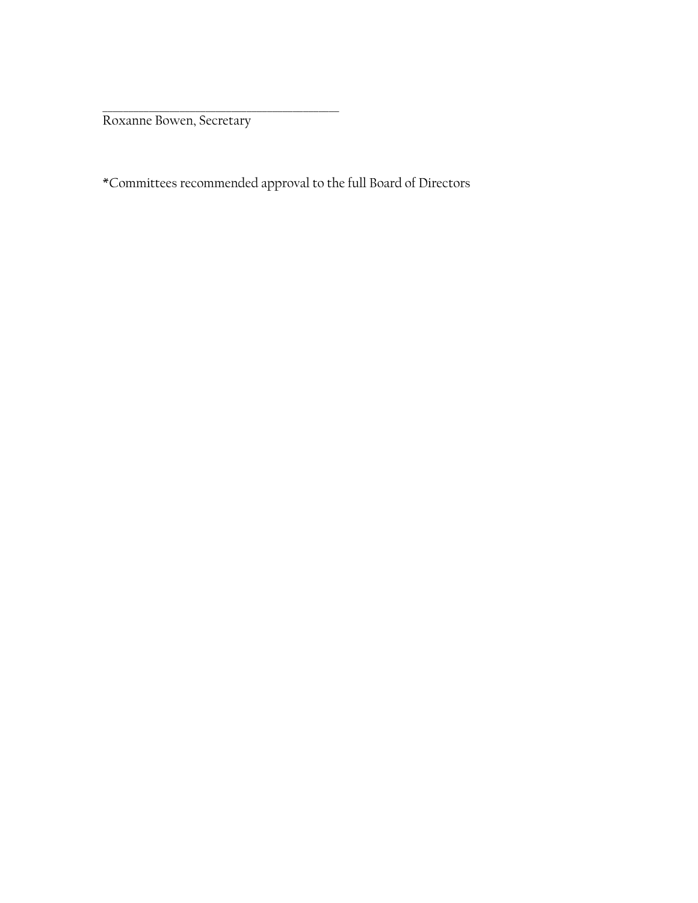\_\_\_\_\_\_\_\_\_\_\_\_\_\_\_\_\_\_\_\_\_\_\_\_\_\_\_\_\_\_\_\_\_\_\_\_\_\_\_\_

Roxanne Bowen, Secretary

*Committees recommended approval to the full Board of Directors